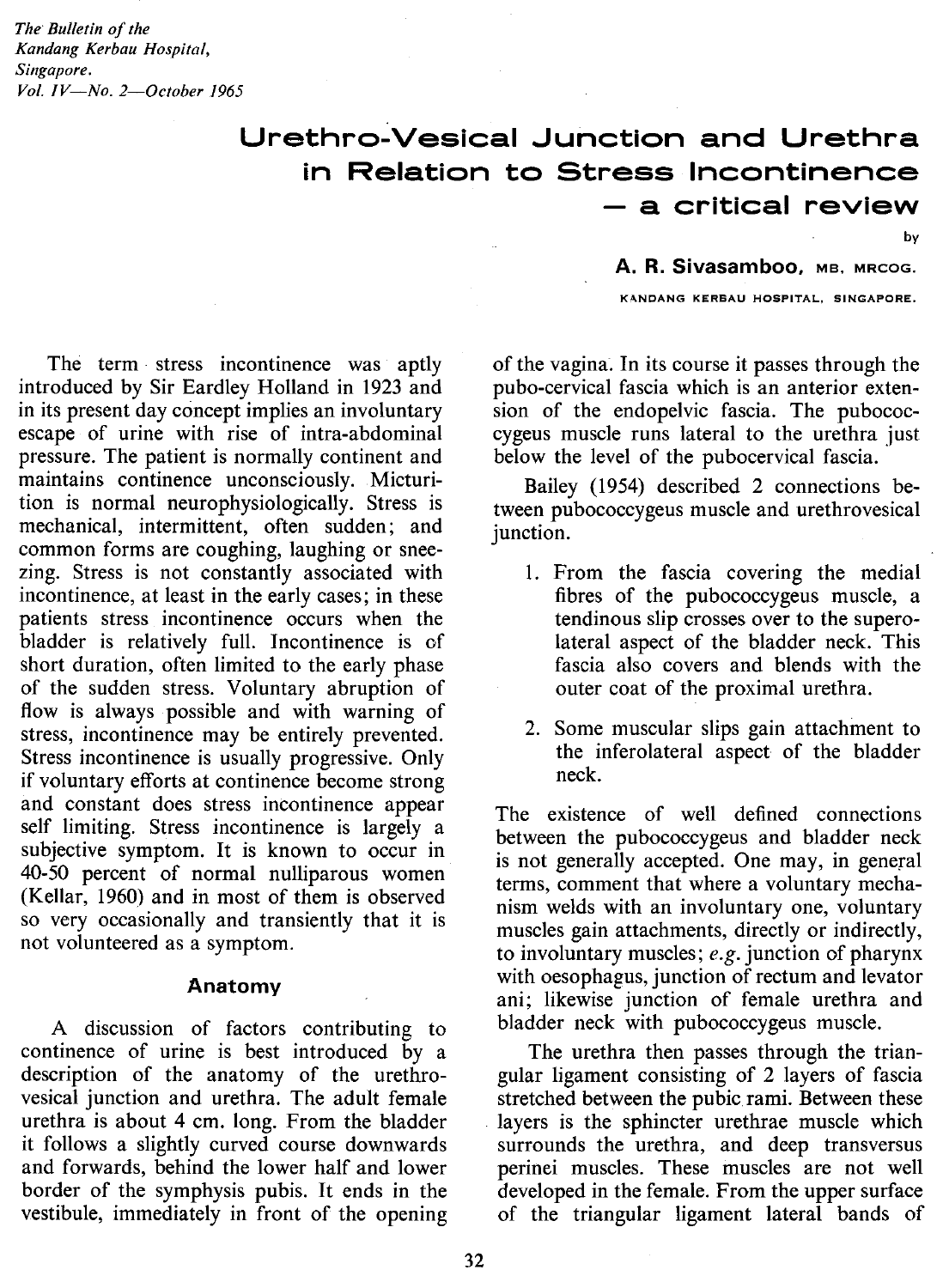# Urethro-Vesical Junction and Urethra in Relation to Stress Incontinence — a critical review

by

**A. R. Sivasamboo,** MB, MRCOG.

KANDANG KERBAU HOSPITAL, SINGAPORE.

The term stress incontinence was aptly introduced by Sir Eardley Holland in 1923 and in its present day concept implies an involuntary escape of urine with rise of intra-abdominal pressure. The patient is normally continent and maintains continence unconsciously. Micturition is normal neurophysiologically. Stress is mechanical, intermittent, often sudden; and common forms are coughing, laughing or sneezing. Stress is not constantly associated with incontinence, at least in the early cases; in these patients stress incontinence occurs when the bladder is relatively full. Incontinence is of short duration, often limited to the early phase of the sudden stress. Voluntary abruption of flow is always possible and with warning of stress, incontinence may be entirely prevented. Stress incontinence is usually progressive. Only if voluntary efforts at continence become strong and constant does stress incontinence appear self limiting. Stress incontinence is largely a subjective symptom. It is known to occur in 40-50 percent of normal nulliparous women (Kellar, 1960) and in most of them is observed so very occasionally and transiently that it is not volunteered as a symptom.

## Anatomy

A discussion of factors contributing to continence of urine is best introduced by a description of the anatomy of the urethro-vesical junction and urethra. The adult female urethra is about 4 cm. long. From the bladder it follows a slightly curved course downwards and forwards, behind the lower half and lower border of the symphysis pubis. It ends in the vestibule, immediately in front of the opening of the vagina. In its course it passes through the pubo-cervical fascia which is an anterior extension of the endopelvic fascia. The pubococcygeus muscle runs lateral to the urethra just below the level of the pubocervical fascia.

Bailey (1954) described 2 connections between pubococcygeus muscle and urethrovesical junction.

1. From the fascia covering the medial fibres of the pubococcygeus muscle, a tendinous slip crosses over to the superolateral aspect of the bladder neck. This fascia also covers and blends with the outer coat of the proximal urethra.

2. Some muscular slips gain attachment to the inferolateral aspect of the bladder neck.

The existence of well defined connections between the pubococcygeus and bladder neck is not generally accepted. One may, in general terms, comment that where a voluntary mechanism welds with an involuntary one, voluntary muscles gain attachments, directly or indirectly, to involuntary muscles; *e.g.* junction of pharynx with oesophagus, junction of rectum and levator ani; likewise junction of female urethra and bladder neck with pubococcygeus muscle.

The urethra then passes through the triangular ligament consisting of 2 layers of fascia stretched between the pubic rami. Between these layers is the sphincter urethrae muscle which surrounds the urethra, and deep transversus perinei muscles. These muscles are not well developed in the female. From the upper surface of the triangular ligament lateral bands of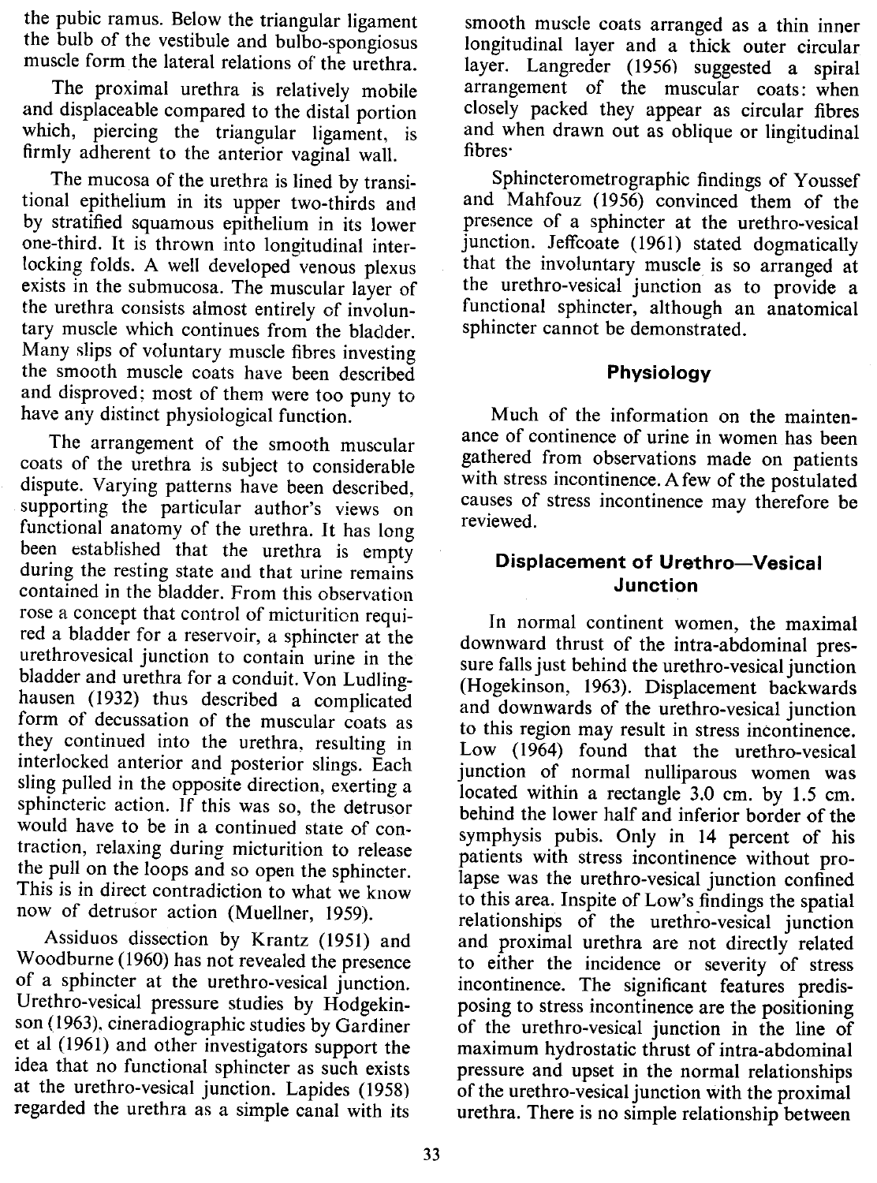the pubic ramus. Below the triangular ligament the bulb of the vestibule and bulbo-spongiosus muscle form the lateral relations of the urethra.

The proximal urethra is relatively mobile and displaceable compared to the distal portion which, piercing the triangular ligament, is firmly adherent to the anterior vaginal wall.

The mucosa of the urethra is lined by transitional epithelium in its upper two-thirds and by stratified squamous epithelium in its lower one-third. It is thrown into longitudinal interlocking folds. A well developed venous plexus exists in the submucosa. The muscular layer of the urethra consists almost entirely of involuntary muscle which continues from the bladder. Many slips of voluntary muscle fibres investing the smooth muscle coats have been described and disproved; most of them were too puny to have any distinct physiological function.

The arrangement of the smooth muscular coats of the urethra is subject to considerable dispute. Varying patterns have been described, supporting the particular author's views on functional anatomy of the urethra. It has long been established that the urethra is empty during the resting state and that urine remains contained in the bladder. From this observation rose a concept that control of micturition required a bladder for a reservoir, a sphincter at the urethrovesical junction to contain urine in the bladder and urethra for a conduit. Von Ludlinghausen (1932) thus described a complicated form of decussation of the muscular coats as they continued into the urethra, resulting in interlocked anterior and posterior slings. Each sling pulled in the opposite direction, exerting a sphincteric action. If this was so, the detrusor would have to be in a continued state of contraction, relaxing during micturition to release the pull on the loops and so open the sphincter. This is in direct contradiction to what we know now of detrusor action (Muellner, 1959).

Assiduos dissection by Krantz (1951) and Woodburne (1960) has not revealed the presence of a sphincter at the urethro-vesical junction. Urethro-vesical pressure studies by Hodgekinson (1963), cineradiographic studies by Gardiner et al (1961) and other investigators support the idea that no functional sphincter as such exists at the urethro-vesical junction. Lapides (1958) regarded the urethra as a simple canal with its smooth muscle coats arranged as a thin inner longitudinal layer and a thick outer circular layer. Langreder (1956) suggested a spiral arrangement of the muscular coats: when closely packed they appear as circular fibres and when drawn out as oblique or lingitudinal fibres·

Sphincterometrographic findings of Youssef and Mahfouz (1956) convinced them of the presence of a sphincter at the urethro-vesical junction. Jeffcoate (1961) stated dogmatically that the involuntary muscle is so arranged at the urethro-vesical junction as to provide a functional sphincter, although an anatomical sphincter cannot be demonstrated.

## Physiology

Much of the information on the maintenance of continence of urine in women has been gathered from observations made on patients with stress incontinence. A few of the postulated causes of stress incontinence may therefore be reviewed.

## Displacement of Urethro—Vesical Junction

In normal continent women, the maximal downward thrust of the intra-abdominal pressure falls just behind the urethro-vesical junction (Hogekinson, 1963). Displacement backwards and downwards of the urethro-vesical junction to this region may result in stress incontinence. Low (1964) found that the urethro-vesical junction of normal nulliparous women was located within a rectangle 3.0 cm. by 1.5 cm. behind the lower half and inferior border of the symphysis pubis. Only in 14 percent of his patients with stress incontinence without prolapse was the urethro-vesical junction confined to this area. Inspite of Low's findings the spatial relationships of the urethro-vesical junction and proximal urethra are not directly related to either the incidence or severity of stress incontinence. The significant features predisposing to stress incontinence are the positioning of the urethro-vesical junction in the line of maximum hydrostatic thrust of intra-abdominal pressure and upset in the normal relationships of the urethro-vesical junction with the proximal urethra. There is no simple relationship between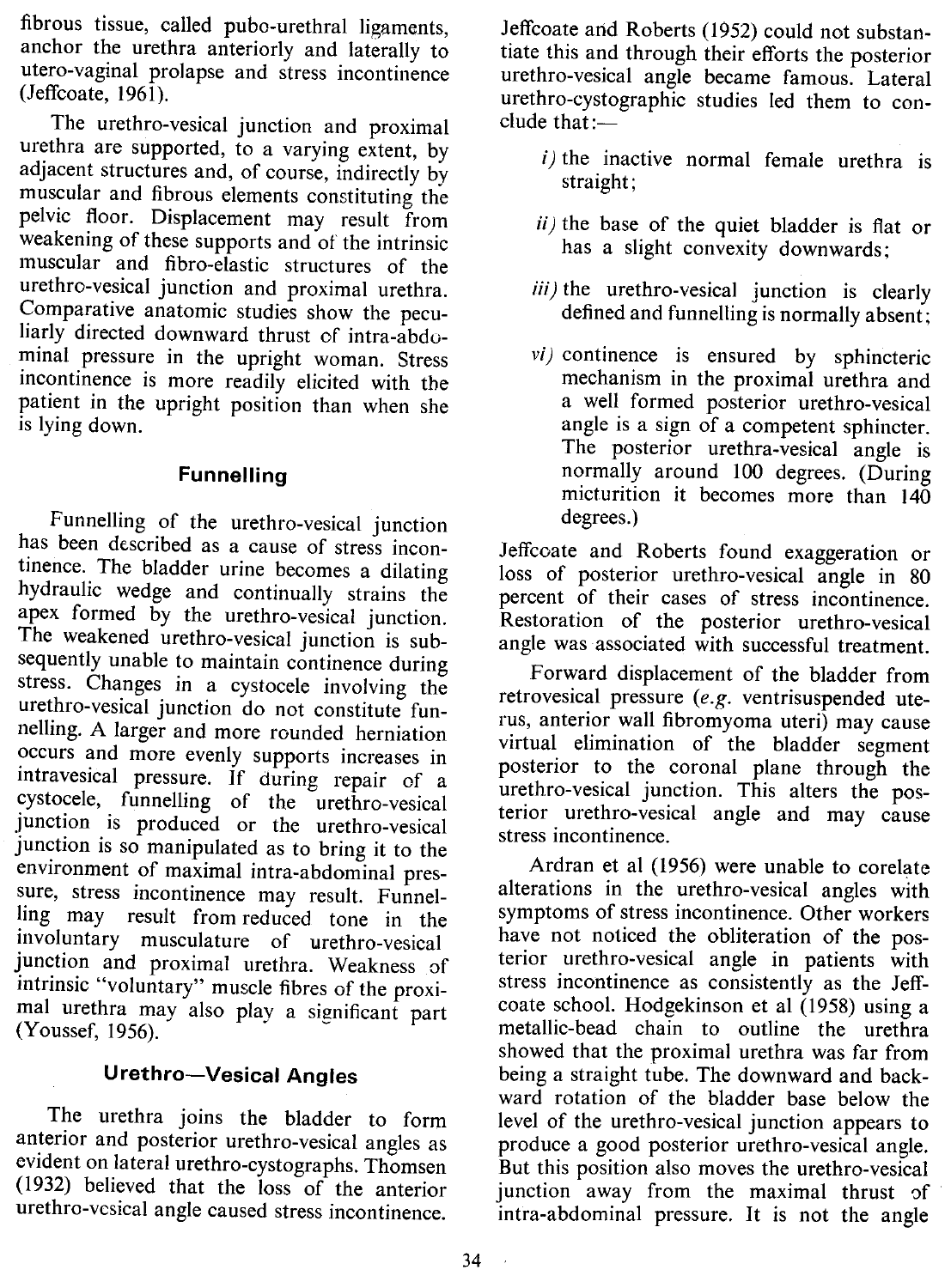fibrous tissue, called pubo-urethral ligaments, anchor the urethra anteriorly and laterally to utero-vaginal prolapse and stress incontinence (Jeffcoate, 1961).

The urethro-vesical junction and proximal urethra are supported, to a varying extent, by adjacent structures and, of course, indirectly by muscular and fibrous elements constituting the pelvic floor. Displacement may result from weakening of these supports and of the intrinsic muscular and fibro-elastic structures of the urethro-vesical junction and proximal urethra. Comparative anatomic studies show the peculiarly directed downward thrust of intra-abdominal pressure in the upright woman. Stress incontinence is more readily elicited with the patient in the upright position than when she is lying down.

## Funnelling

Funnelling of the urethro-vesical junction has been described as a cause of stress incontinence. The bladder urine becomes a dilating hydraulic wedge and continually strains the apex formed by the urethro-vesical junction. The weakened urethro-vesical junction is subsequently unable to maintain continence during stress. Changes in a cystocele involving the urethro-vesical junction do not constitute funnelling. A larger and more rounded herniation occurs and more evenly supports increases in intravesical pressure. If during repair of a cystocele, funnelling of the urethro-vesical junction is produced or the urethro-vesical junction is so manipulated as to bring it to the environment of maximal intra-abdominal pressure, stress incontinence may result. Funnelling may result from reduced tone in the involuntary musculature of urethro-vesical junction and proximal urethra. Weakness of intrinsic "voluntary" muscle fibres of the proximal urethra may also play a significant part (Youssef, 1956).

## Urethro—Vesical Angles

The urethra joins the bladder to form anterior and posterior urethro-vesical angles as evident on lateral urethro-cystographs. Thomsen (1932) believed that the loss of the anterior urethro-vesical angle caused stress incontinence. Jeffcoate and Roberts (1952) could not substantiate this and through their efforts the posterior urethro-vesical angle became famous. Lateral urethro-cystographic studies led them to conclude that:—

*i)* the inactive normal female urethra is straight;

*ii)* the base of the quiet bladder is flat or has a slight convexity downwards;

*iii)* the urethro-vesical junction is clearly defined and funnelling is normally absent;

*vi)* continence is ensured by sphincteric mechanism in the proximal urethra and a well formed posterior urethro-vesical angle is a sign of a competent sphincter. The posterior urethra-vesical angle is normally around 100 degrees. (During micturition it becomes more than 140 degrees.)

Jeffcoate and Roberts found exaggeration or loss of posterior urethro-vesical angle in 80 percent of their cases of stress incontinence. Restoration of the posterior urethro-vesical angle was associated with successful treatment.

Forward displacement of the bladder from retrovesical pressure (*e.g.* ventrisuspended uterus, anterior wall fibromyoma uteri) may cause virtual elimination of the bladder segment posterior to the coronal plane through the urethro-vesical junction. This alters the posterior urethro-vesical angle and may cause stress incontinence.

Ardran et al (1956) were unable to corelate alterations in the urethro-vesical angles with symptoms of stress incontinence. Other workers have not noticed the obliteration of the posterior urethro-vesical angle in patients with stress incontinence as consistently as the Jeffcoate school. Hodgekinson et al (1958) using a metallic-bead chain to outline the urethra showed that the proximal urethra was far from being a straight tube. The downward and backward rotation of the bladder base below the level of the urethro-vesical junction appears to produce a good posterior urethro-vesical angle. But this position also moves the urethro-vesical junction away from the maximal thrust of intra-abdominal pressure. It is not the angle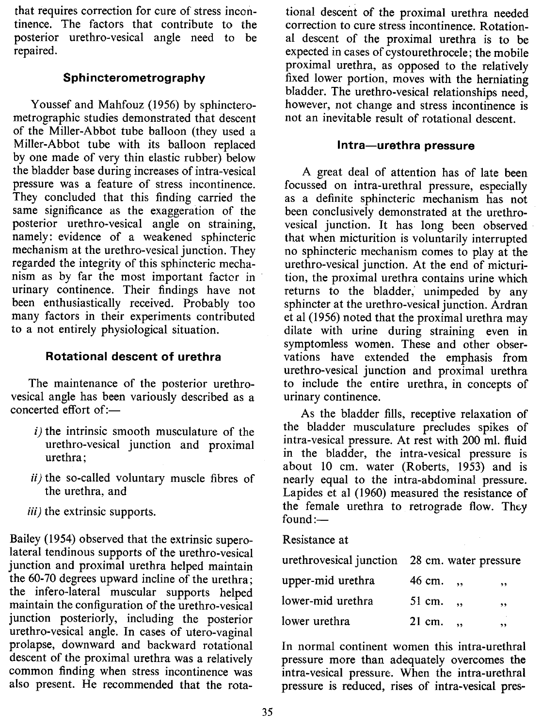that requires correction for cure of stress incontinence. The factors that contribute to the posterior urethro-vesical angle need to be repaired.

### Sphincterometrography

Youssef and Mahfouz (1956) by sphinctero-metrographic studies demonstrated that descent of the Miller-Abbot tube balloon (they used a Miller-Abbot tube with its balloon replaced by one made of very thin elastic rubber) below the bladder base during increases of intra-vesical pressure was a feature of stress incontinence. They concluded that this finding carried the same significance as the exaggeration of the posterior urethro-vesical angle on straining, namely: evidence of a weakened sphincteric mechanism at the urethro-vesical junction. They regarded the integrity of this sphincteric mechanism as by far the most important factor in urinary continence. Their findings have not been enthusiastically received. Probably too many factors in their experiments contributed to a not entirely physiological situation.

### Rotational descent of urethra

The maintenance of the posterior urethro-vesical angle has been variously described as a concerted effort of:—

*i)* the intrinsic smooth musculature of the urethro-vesical junction and proximal urethra;

*ii)* the so-called voluntary muscle fibres of the urethra, and

*iii)* the extrinsic supports.

Bailey (1954) observed that the extrinsic supero-lateral tendinous supports of the urethro-vesical junction and proximal urethra helped maintain the 60-70 degrees upward incline of the urethra; the infero-lateral muscular supports helped maintain the configuration of the urethro-vesical junction posteriorly, including the posterior urethro-vesical angle. In cases of utero-vaginal prolapse, downward and backward rotational descent of the proximal urethra was a relatively common finding when stress incontinence was also present. He recommended that the rotational descent of the proximal urethra needed correction to cure stress incontinence. Rotational descent of the proximal urethra is to be expected in cases of cystourethrocele; the mobile proximal urethra, as opposed to the relatively fixed lower portion, moves with the herniating bladder. The urethro-vesical relationships need, however, not change and stress incontinence is not an inevitable result of rotational descent.

### Intra—urethra pressure

A great deal of attention has of late been focussed on intra-urethral pressure, especially as a definite sphincteric mechanism has not been conclusively demonstrated at the urethro-vesical junction. It has long been observed that when micturition is voluntarily interrupted no sphincteric mechanism comes to play at the urethro-vesical junction. At the end of micturition, the proximal urethra contains urine which returns to the bladder, unimpeded by any sphincter at the urethro-vesical junction. Ardran et al (1956) noted that the proximal urethra may dilate with urine during straining even in symptomless women. These and other observations have extended the emphasis from urethro-vesical junction and proximal urethra to include the entire urethra, in concepts of urinary continence.

As the bladder fills, receptive relaxation of the bladder musculature precludes spikes of intra-vesical pressure. At rest with 200 ml. fluid in the bladder, the intra-vesical pressure is about 10 cm. water (Roberts, 1953) and is nearly equal to the intra-abdominal pressure. Lapides et al (1960) measured the resistance of the female urethra to retrograde flow. They found:—

| Resistance at | |
|---|---|
| urethrovesical junction | 28 cm. water pressure |
| upper-mid urethra | 46 cm. ,, ,, |
| lower-mid urethra | 51 cm. ,, ,, |
| lower urethra | 21 cm. ,, ,, |

In normal continent women this intra-urethral pressure more than adequately overcomes the intra-vesical pressure. When the intra-urethral pressure is reduced, rises of intra-vesical pres-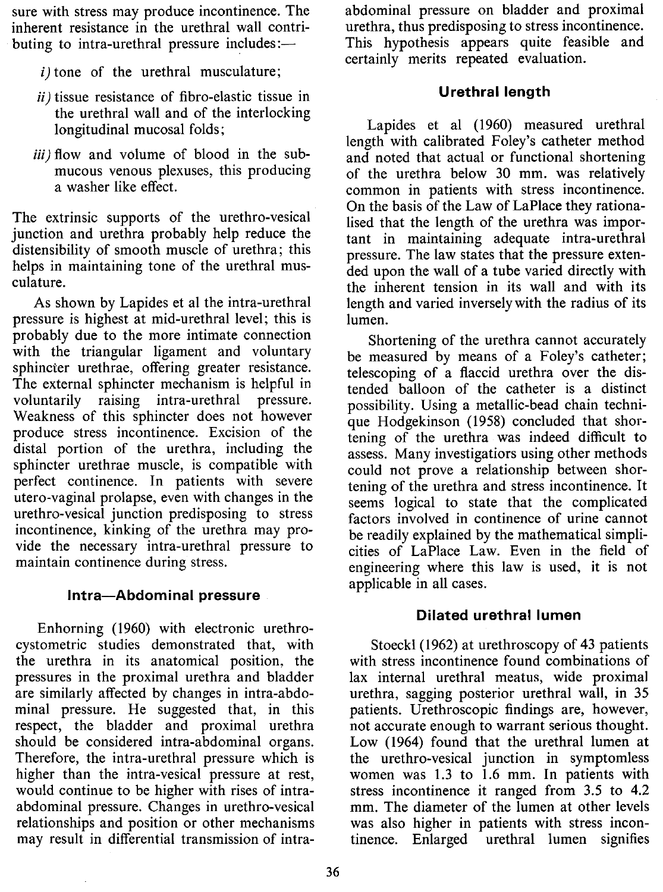sure with stress may produce incontinence. The inherent resistance in the urethral wall contributing to intra-urethral pressure includes:—

*i)* tone of the urethral musculature;

*ii)* tissue resistance of fibro-elastic tissue in the urethral wall and of the interlocking longitudinal mucosal folds;

*iii)* flow and volume of blood in the submucous venous plexuses, this producing a washer like effect.

The extrinsic supports of the urethro-vesical junction and urethra probably help reduce the distensibility of smooth muscle of urethra; this helps in maintaining tone of the urethral musculature.

As shown by Lapides et al the intra-urethral pressure is highest at mid-urethral level; this is probably due to the more intimate connection with the triangular ligament and voluntary sphincter urethrae, offering greater resistance. The external sphincter mechanism is helpful in voluntarily raising intra-urethral pressure. Weakness of this sphincter does not however produce stress incontinence. Excision of the distal portion of the urethra, including the sphincter urethrae muscle, is compatible with perfect continence. In patients with severe utero-vaginal prolapse, even with changes in the urethro-vesical junction predisposing to stress incontinence, kinking of the urethra may provide the necessary intra-urethral pressure to maintain continence during stress.

### Intra—Abdominal pressure

Enhorning (1960) with electronic urethrocystometric studies demonstrated that, with the urethra in its anatomical position, the pressures in the proximal urethra and bladder are similarly affected by changes in intra-abdominal pressure. He suggested that, in this respect, the bladder and proximal urethra should be considered intra-abdominal organs. Therefore, the intra-urethral pressure which is higher than the intra-vesical pressure at rest, would continue to be higher with rises of intra-abdominal pressure. Changes in urethro-vesical relationships and position or other mechanisms may result in differential transmission of intra-abdominal pressure on bladder and proximal urethra, thus predisposing to stress incontinence. This hypothesis appears quite feasible and certainly merits repeated evaluation.

### Urethral length

Lapides et al (1960) measured urethral length with calibrated Foley's catheter method and noted that actual or functional shortening of the urethra below 30 mm. was relatively common in patients with stress incontinence. On the basis of the Law of LaPlace they rationalised that the length of the urethra was important in maintaining adequate intra-urethral pressure. The law states that the pressure extended upon the wall of a tube varied directly with the inherent tension in its wall and with its length and varied inversely with the radius of its lumen.

Shortening of the urethra cannot accurately be measured by means of a Foley's catheter; telescoping of a flaccid urethra over the distended balloon of the catheter is a distinct possibility. Using a metallic-bead chain technique Hodgekinson (1958) concluded that shortening of the urethra was indeed difficult to assess. Many investigators using other methods could not prove a relationship between shortening of the urethra and stress incontinence. It seems logical to state that the complicated factors involved in continence of urine cannot be readily explained by the mathematical simplicities of LaPlace Law. Even in the field of engineering where this law is used, it is not applicable in all cases.

### Dilated urethral lumen

Stoeckl (1962) at urethroscopy of 43 patients with stress incontinence found combinations of lax internal urethral meatus, wide proximal urethra, sagging posterior urethral wall, in 35 patients. Urethroscopic findings are, however, not accurate enough to warrant serious thought. Low (1964) found that the urethral lumen at the urethro-vesical junction in symptomless women was 1.3 to 1.6 mm. In patients with stress incontinence it ranged from 3.5 to 4.2 mm. The diameter of the lumen at other levels was also higher in patients with stress incontinence. Enlarged urethral lumen signifies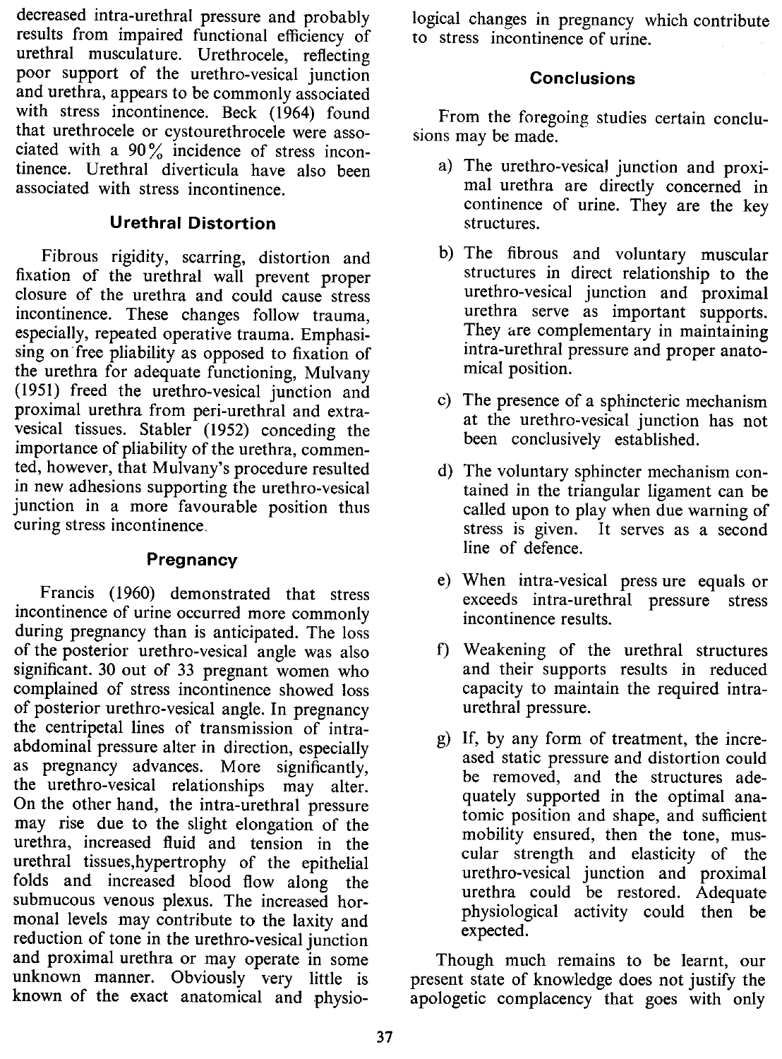decreased intra-urethral pressure and probably results from impaired functional efficiency of urethral musculature. Urethrocele, reflecting poor support of the urethro-vesical junction and urethra, appears to be commonly associated with stress incontinence. Beck (1964) found that urethrocele or cystourethrocele were associated with a 90% incidence of stress incontinence. Urethral diverticula have also been associated with stress incontinence.

### Urethral Distortion

Fibrous rigidity, scarring, distortion and fixation of the urethral wall prevent proper closure of the urethra and could cause stress incontinence. These changes follow trauma, especially, repeated operative trauma. Emphasising on free pliability as opposed to fixation of the urethra for adequate functioning, Mulvany (1951) freed the urethro-vesical junction and proximal urethra from peri-urethral and extra-vesical tissues. Stabler (1952) conceding the importance of pliability of the urethra, commented, however, that Mulvany's procedure resulted in new adhesions supporting the urethro-vesical junction in a more favourable position thus curing stress incontinence.

### Pregnancy

Francis (1960) demonstrated that stress incontinence of urine occurred more commonly during pregnancy than is anticipated. The loss of the posterior urethro-vesical angle was also significant. 30 out of 33 pregnant women who complained of stress incontinence showed loss of posterior urethro-vesical angle. In pregnancy the centripetal lines of transmission of intra-abdominal pressure alter in direction, especially as pregnancy advances. More significantly, the urethro-vesical relationships may alter. On the other hand, the intra-urethral pressure may rise due to the slight elongation of the urethra, increased fluid and tension in the urethral tissues,hypertrophy of the epithelial folds and increased blood flow along the submucous venous plexus. The increased hormonal levels may contribute to the laxity and reduction of tone in the urethro-vesical junction and proximal urethra or may operate in some unknown manner. Obviously very little is known of the exact anatomical and physiological changes in pregnancy which contribute to stress incontinence of urine.

### Conclusions

From the foregoing studies certain conclusions may be made.

a) The urethro-vesical junction and proximal urethra are directly concerned in continence of urine. They are the key structures.

b) The fibrous and voluntary muscular structures in direct relationship to the urethro-vesical junction and proximal urethra serve as important supports. They are complementary in maintaining intra-urethral pressure and proper anatomical position.

c) The presence of a sphincteric mechanism at the urethro-vesical junction has not been conclusively established.

d) The voluntary sphincter mechanism contained in the triangular ligament can be called upon to play when due warning of stress is given. It serves as a second line of defence.

e) When intra-vesical press ure equals or exceeds intra-urethral pressure stress incontinence results.

f) Weakening of the urethral structures and their supports results in reduced capacity to maintain the required intra-urethral pressure.

g) If, by any form of treatment, the increased static pressure and distortion could be removed, and the structures adequately supported in the optimal anatomic position and shape, and sufficient mobility ensured, then the tone, muscular strength and elasticity of the urethro-vesical junction and proximal urethra could be restored. Adequate physiological activity could then be expected.

Though much remains to be learnt, our present state of knowledge does not justify the apologetic complacency that goes with only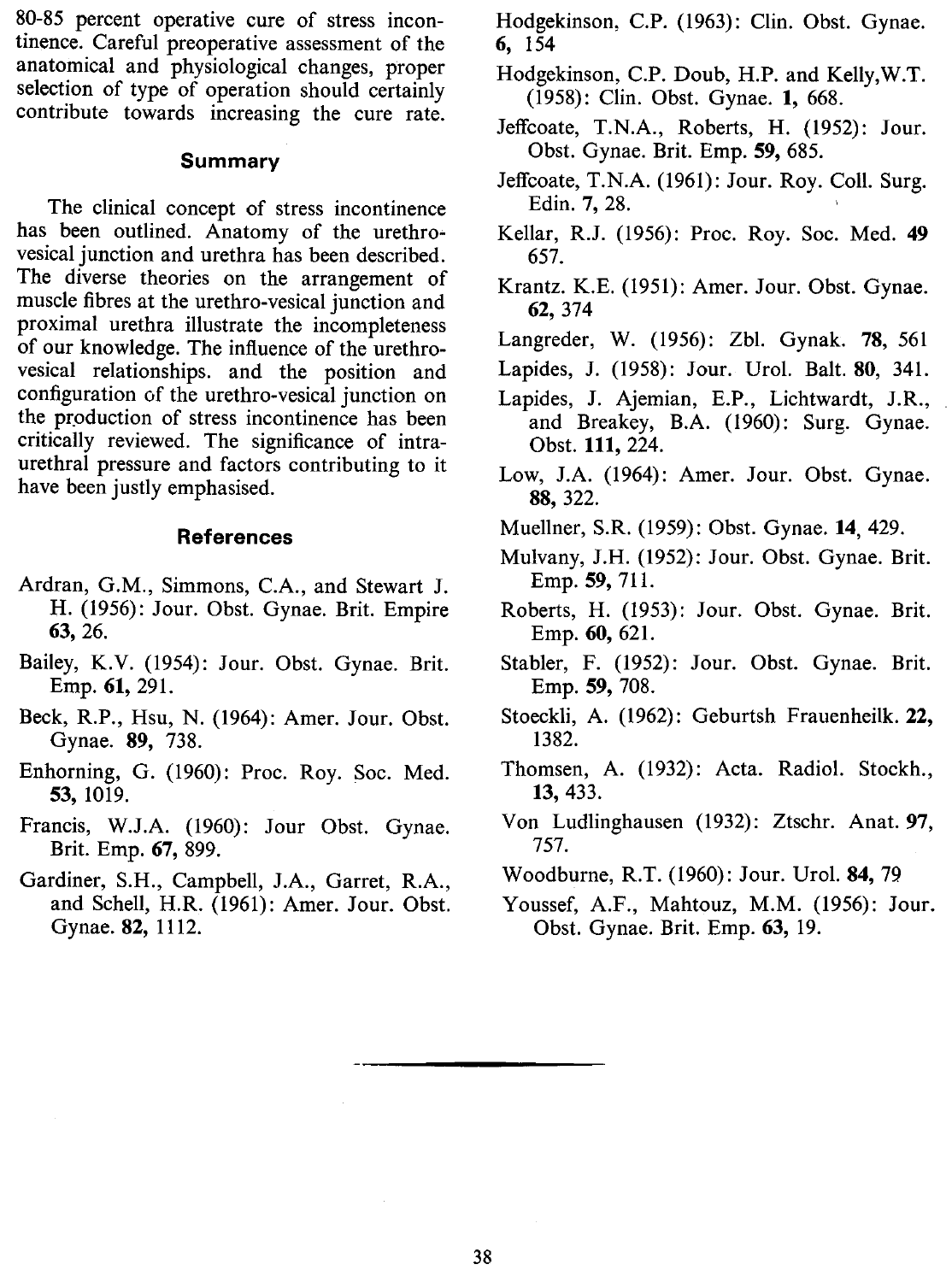80-85 percent operative cure of stress incontinence. Careful preoperative assessment of the anatomical and physiological changes, proper selection of type of operation should certainly contribute towards increasing the cure rate.

## Summary

The clinical concept of stress incontinence has been outlined. Anatomy of the urethro-vesical junction and urethra has been described. The diverse theories on the arrangement of muscle fibres at the urethro-vesical junction and proximal urethra illustrate the incompleteness of our knowledge. The influence of the urethro-vesical relationships. and the position and configuration of the urethro-vesical junction on the production of stress incontinence has been critically reviewed. The significance of intra-urethral pressure and factors contributing to it have been justly emphasised.

## References

Ardran, G.M., Simmons, C.A., and Stewart J. H. (1956): Jour. Obst. Gynae. Brit. Empire **63,** 26.

Bailey, K.V. (1954): Jour. Obst. Gynae. Brit. Emp. **61,** 291.

Beck, R.P., Hsu, N. (1964): Amer. Jour. Obst. Gynae. **89,** 738.

Enhorning, G. (1960): Proc. Roy. Soc. Med. **53,** 1019.

Francis, W.J.A. (1960): Jour Obst. Gynae. Brit. Emp. **67,** 899.

Gardiner, S.H., Campbell, J.A., Garret, R.A., and Schell, H.R. (1961): Amer. Jour. Obst. Gynae. **82,** 1112.

Hodgekinson, C.P. (1963): Clin. Obst. Gynae. **6,** 154

Hodgekinson, C.P. Doub, H.P. and Kelly, W.T. (1958): Clin. Obst. Gynae. **1,** 668.

Jeffcoate, T.N.A., Roberts, H. (1952): Jour. Obst. Gynae. Brit. Emp. **59,** 685.

Jeffcoate, T.N.A. (1961): Jour. Roy. Coll. Surg. Edin. **7,** 28.

Kellar, R.J. (1956): Proc. Roy. Soc. Med. **49** 657.

Krantz. K.E. (1951): Amer. Jour. Obst. Gynae. **62,** 374

Langreder, W. (1956): Zbl. Gynak. **78,** 561

Lapides, J. (1958): Jour. Urol. Balt. **80,** 341.

Lapides, J. Ajemian, E.P., Lichtwardt, J.R., and Breakey, B.A. (1960): Surg. Gynae. Obst. **111,** 224.

Low, J.A. (1964): Amer. Jour. Obst. Gynae. **88,** 322.

Muellner, S.R. (1959): Obst. Gynae. **14,** 429.

Mulvany, J.H. (1952): Jour. Obst. Gynae. Brit. Emp. **59,** 711.

Roberts, H. (1953): Jour. Obst. Gynae. Brit. Emp. **60,** 621.

Stabler, F. (1952): Jour. Obst. Gynae. Brit. Emp. **59,** 708.

Stoeckli, A. (1962): Geburtsh Frauenheilk. **22,** 1382.

Thomsen, A. (1932): Acta. Radiol. Stockh., **13,** 433.

Von Ludlinghausen (1932): Ztschr. Anat. **97,** 757.

Woodburne, R.T. (1960): Jour. Urol. **84,** 79

Youssef, A.F., Mahtouz, M.M. (1956): Jour. Obst. Gynae. Brit. Emp. **63,** 19.